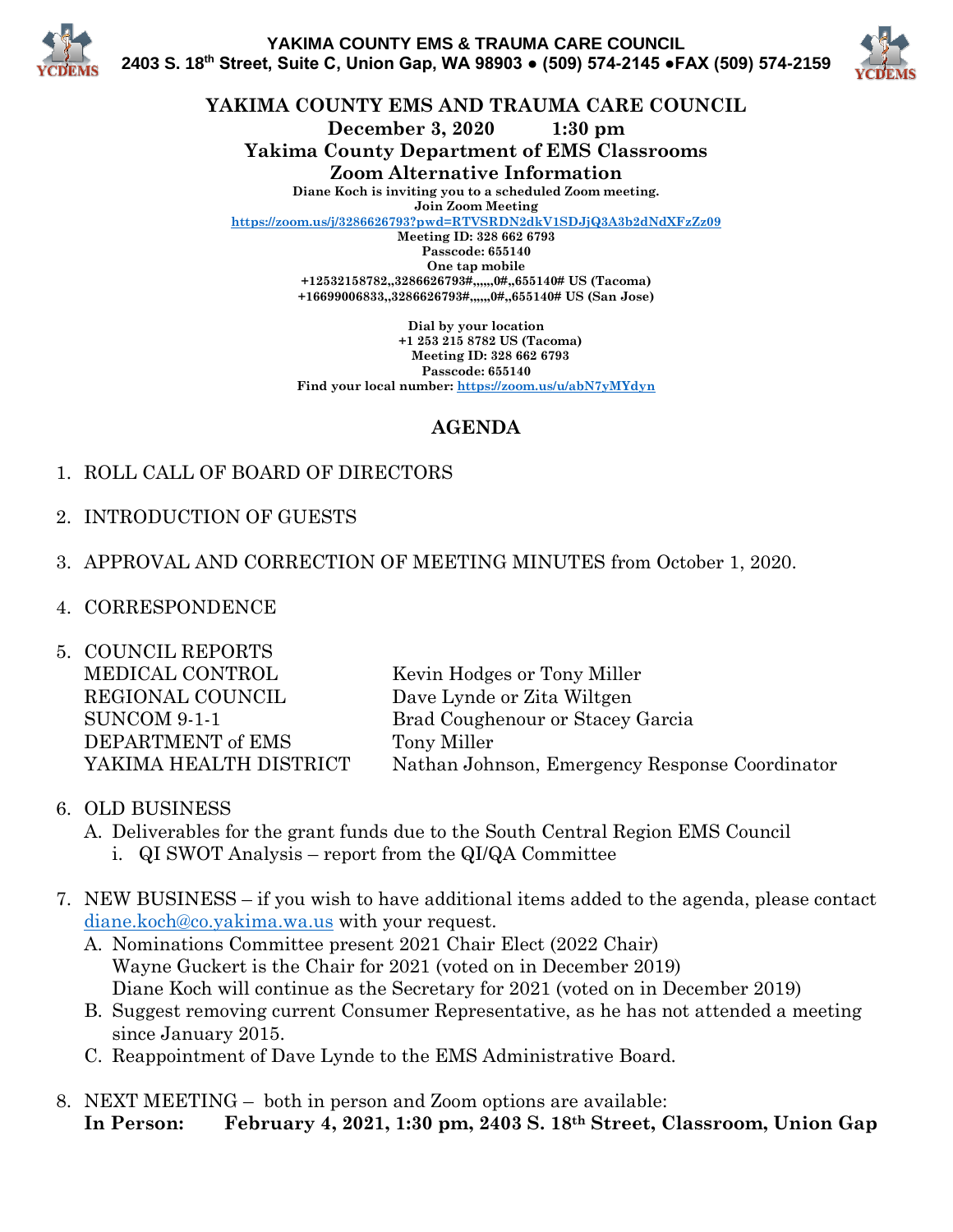YAKIMA COUNTY EMS & TRAUMA CARE COUNCIL
2403 S. 18th Street, Suite C, Union Gap, WA 98903 ● (509) 574-2145 ●FAX (509) 574-2159

# YAKIMA COUNTY EMS AND TRAUMA CARE COUNCIL

**December 3, 2020 1:30 pm**
**Yakima County Department of EMS Classrooms**
**Zoom Alternative Information**

**Diane Koch is inviting you to a scheduled Zoom meeting.**
**Join Zoom Meeting**
https://zoom.us/j/3286626793?pwd=RTVSRDN2dkV1SDJjQ3A3b2dNdXFzZz09
**Meeting ID: 328 662 6793**
**Passcode: 655140**
**One tap mobile**
**+12532158782,,3286626793#,,,,,,0#,,655140# US (Tacoma)**
**+16699006833,,3286626793#,,,,,,0#,,655140# US (San Jose)**

**Dial by your location**
**+1 253 215 8782 US (Tacoma)**
**Meeting ID: 328 662 6793**
**Passcode: 655140**
**Find your local number:** https://zoom.us/u/abN7yMYdyn

## AGENDA

1. ROLL CALL OF BOARD OF DIRECTORS
2. INTRODUCTION OF GUESTS
3. APPROVAL AND CORRECTION OF MEETING MINUTES from October 1, 2020.
4. CORRESPONDENCE
5. COUNCIL REPORTS

| | |
|---|---|
| MEDICAL CONTROL | Kevin Hodges or Tony Miller |
| REGIONAL COUNCIL | Dave Lynde or Zita Wiltgen |
| SUNCOM 9-1-1 | Brad Coughenour or Stacey Garcia |
| DEPARTMENT of EMS | Tony Miller |
| YAKIMA HEALTH DISTRICT | Nathan Johnson, Emergency Response Coordinator |

6. OLD BUSINESS
   A. Deliverables for the grant funds due to the South Central Region EMS Council
      i. QI SWOT Analysis – report from the QI/QA Committee
7. NEW BUSINESS – if you wish to have additional items added to the agenda, please contact diane.koch@co.yakima.wa.us with your request.
   A. Nominations Committee present 2021 Chair Elect (2022 Chair)
      Wayne Guckert is the Chair for 2021 (voted on in December 2019)
      Diane Koch will continue as the Secretary for 2021 (voted on in December 2019)
   B. Suggest removing current Consumer Representative, as he has not attended a meeting since January 2015.
   C. Reappointment of Dave Lynde to the EMS Administrative Board.
8. NEXT MEETING – both in person and Zoom options are available:
   **In Person: February 4, 2021, 1:30 pm, 2403 S. 18th Street, Classroom, Union Gap**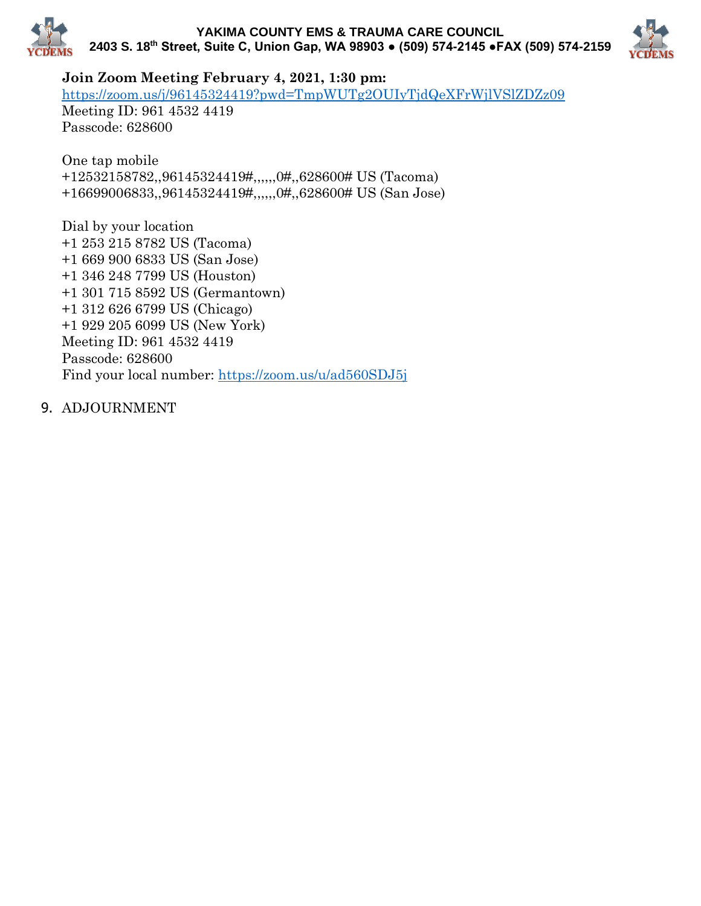**Join Zoom Meeting February 4, 2021, 1:30 pm:**
https://zoom.us/j/96145324419?pwd=TmpWUTg2OUIyTjdQeXFrWjlVSlZDZz09
Meeting ID: 961 4532 4419
Passcode: 628600

One tap mobile
+12532158782,,96145324419#,,,,,,0#,,628600# US (Tacoma)
+16699006833,,96145324419#,,,,,,0#,,628600# US (San Jose)

Dial by your location
+1 253 215 8782 US (Tacoma)
+1 669 900 6833 US (San Jose)
+1 346 248 7799 US (Houston)
+1 301 715 8592 US (Germantown)
+1 312 626 6799 US (Chicago)
+1 929 205 6099 US (New York)
Meeting ID: 961 4532 4419
Passcode: 628600
Find your local number: https://zoom.us/u/ad560SDJ5j

9. ADJOURNMENT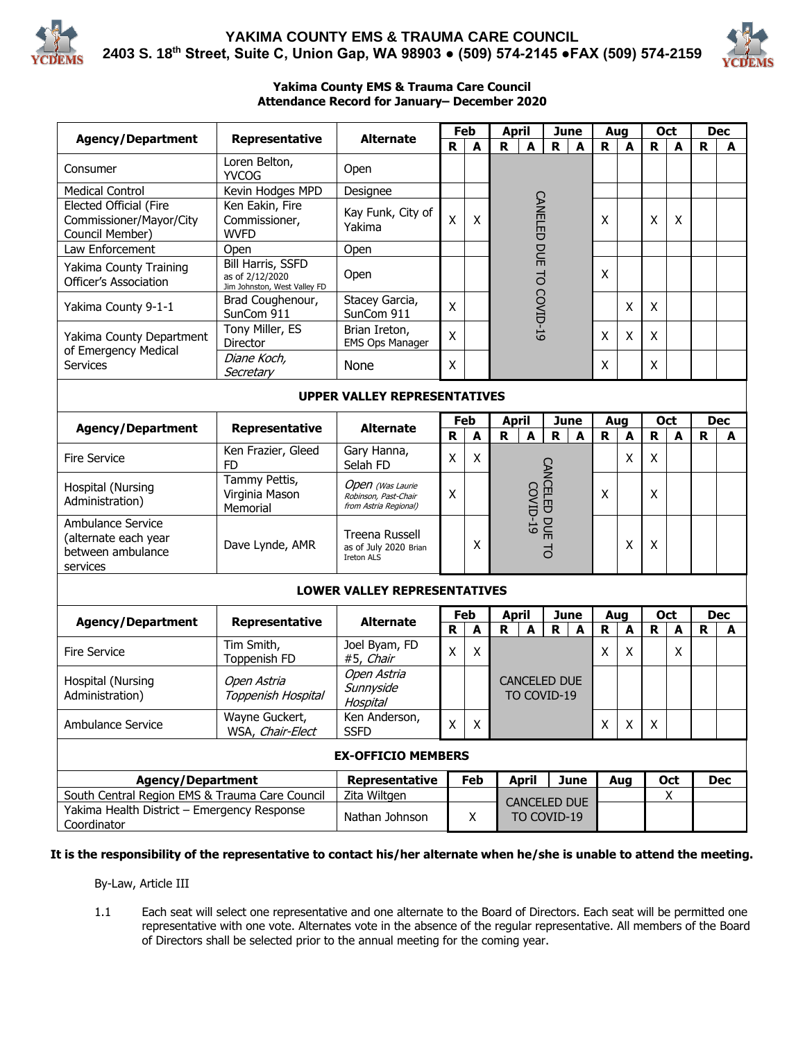# YAKIMA COUNTY EMS & TRAUMA CARE COUNCIL

**2403 S. 18th Street, Suite C, Union Gap, WA 98903 ● (509) 574-2145 ●FAX (509) 574-2159**

**Yakima County EMS & Trauma Care Council**
**Attendance Record for January– December 2020**

| Agency/Department | Representative | Alternate | Feb | | April | | June | | Aug | | Oct | | Dec | |
|---|---|---|---|---|---|---|---|---|---|---|---|---|---|---|
| | | | R | A | R | A | R | A | R | A | R | A | R | A |
| Consumer | Loren Belton, YVCOG | Open | | | CANELED DUE TO COVID-19 | | | | | | | | | |
| Medical Control | Kevin Hodges MPD | Designee | | | | | | | | | | | | |
| Elected Official (Fire Commissioner/Mayor/City Council Member) | Ken Eakin, Fire Commissioner, WVFD | Kay Funk, City of Yakima | X | X | | | | | X | | X | X | | |
| Law Enforcement | Open | Open | | | | | | | | | | | | |
| Yakima County Training Officer's Association | Bill Harris, SSFD as of 2/12/2020 Jim Johnston, West Valley FD | Open | | | | | | | X | | | | | |
| Yakima County 9-1-1 | Brad Coughenour, SunCom 911 | Stacey Garcia, SunCom 911 | X | | | | | | | X | X | | | |
| Yakima County Department of Emergency Medical Services | Tony Miller, ES Director | Brian Ireton, EMS Ops Manager | X | | | | | | X | X | X | | | |
| | *Diane Koch, Secretary* | None | X | | | | | | X | | X | | | |

**UPPER VALLEY REPRESENTATIVES**

| Agency/Department | Representative | Alternate | Feb | | April | | June | | Aug | | Oct | | Dec | |
|---|---|---|---|---|---|---|---|---|---|---|---|---|---|---|
| | | | R | A | R | A | R | A | R | A | R | A | R | A |
| Fire Service | Ken Frazier, Gleed FD | Gary Hanna, Selah FD | X | X | CANCELED DUE TO COVID-19 | | | | | X | X | | | |
| Hospital (Nursing Administration) | Tammy Pettis, Virginia Mason Memorial | *Open* (Was Laurie Robinson, Past-Chair from Astria Regional) | X | | | | | | X | | X | | | |
| Ambulance Service (alternate each year between ambulance services | Dave Lynde, AMR | Treena Russell as of July 2020 Brian Ireton ALS | | X | | | | | | X | X | | | |

**LOWER VALLEY REPRESENTATIVES**

| Agency/Department | Representative | Alternate | Feb | | April | | June | | Aug | | Oct | | Dec | |
|---|---|---|---|---|---|---|---|---|---|---|---|---|---|---|
| | | | R | A | R | A | R | A | R | A | R | A | R | A |
| Fire Service | Tim Smith, Toppenish FD | Joel Byam, FD #5, *Chair* | X | X | CANCELED DUE TO COVID-19 | | | | X | X | | X | | |
| Hospital (Nursing Administration) | *Open Astria Toppenish Hospital* | *Open Astria Sunnyside Hospital* | | | | | | | | | | | | |
| Ambulance Service | Wayne Guckert, WSA, *Chair-Elect* | Ken Anderson, SSFD | X | X | | | | | X | X | X | | | |

**EX-OFFICIO MEMBERS**

| Agency/Department | Representative | Feb | April | June | Aug | Oct | Dec |
|---|---|---|---|---|---|---|---|
| South Central Region EMS & Trauma Care Council | Zita Wiltgen | | CANCELED DUE TO COVID-19 | | | X | |
| Yakima Health District – Emergency Response Coordinator | Nathan Johnson | X | | | | | |

**It is the responsibility of the representative to contact his/her alternate when he/she is unable to attend the meeting.**

By-Law, Article III

1.1 Each seat will select one representative and one alternate to the Board of Directors. Each seat will be permitted one representative with one vote. Alternates vote in the absence of the regular representative. All members of the Board of Directors shall be selected prior to the annual meeting for the coming year.